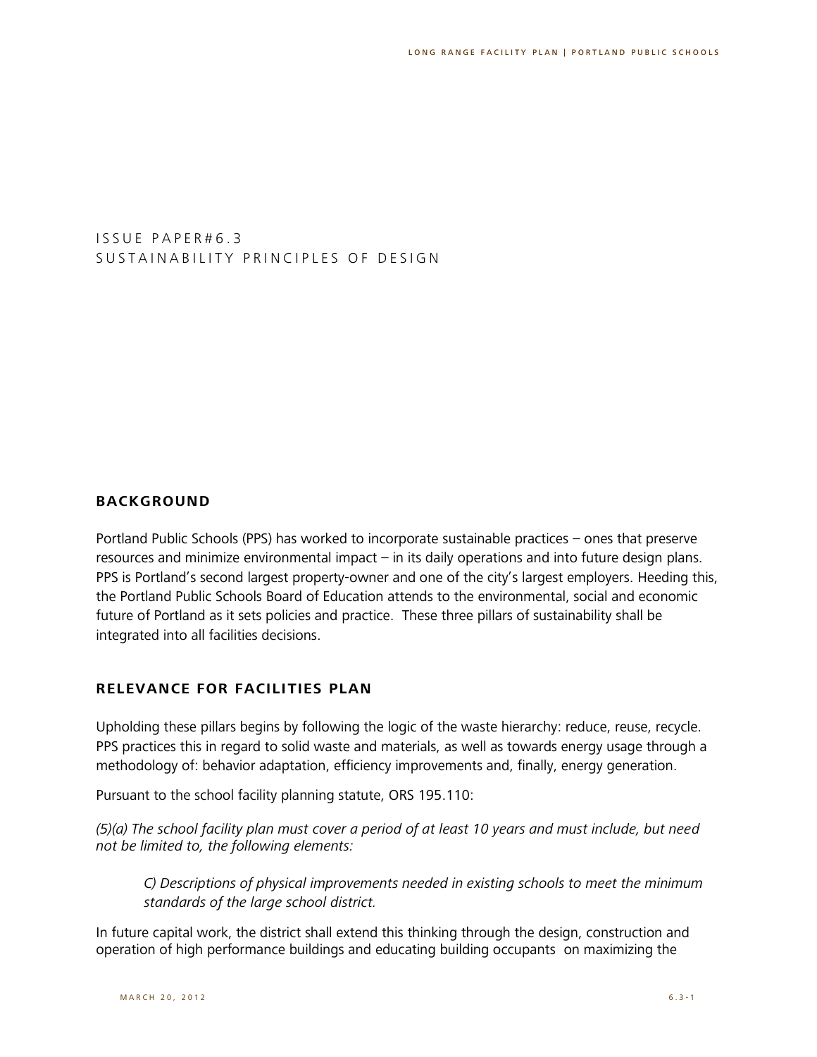# ISSUE PAPER#6.3
# SUSTAINABILITY PRINCIPLES OF DESIGN

## BACKGROUND

Portland Public Schools (PPS) has worked to incorporate sustainable practices – ones that preserve resources and minimize environmental impact – in its daily operations and into future design plans. PPS is Portland's second largest property-owner and one of the city's largest employers. Heeding this, the Portland Public Schools Board of Education attends to the environmental, social and economic future of Portland as it sets policies and practice. These three pillars of sustainability shall be integrated into all facilities decisions.

## RELEVANCE FOR FACILITIES PLAN

Upholding these pillars begins by following the logic of the waste hierarchy: reduce, reuse, recycle. PPS practices this in regard to solid waste and materials, as well as towards energy usage through a methodology of: behavior adaptation, efficiency improvements and, finally, energy generation.

Pursuant to the school facility planning statute, ORS 195.110:

*(5)(a) The school facility plan must cover a period of at least 10 years and must include, but need not be limited to, the following elements:*

> *C) Descriptions of physical improvements needed in existing schools to meet the minimum standards of the large school district.*

In future capital work, the district shall extend this thinking through the design, construction and operation of high performance buildings and educating building occupants on maximizing the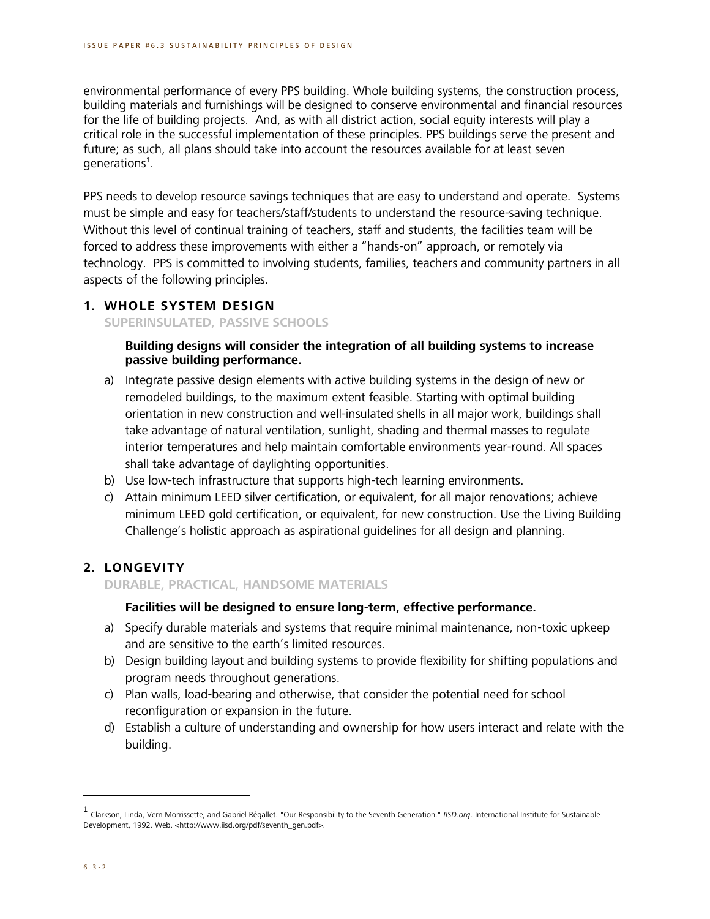environmental performance of every PPS building. Whole building systems, the construction process, building materials and furnishings will be designed to conserve environmental and financial resources for the life of building projects. And, as with all district action, social equity interests will play a critical role in the successful implementation of these principles. PPS buildings serve the present and future; as such, all plans should take into account the resources available for at least seven generations[1].

PPS needs to develop resource savings techniques that are easy to understand and operate. Systems must be simple and easy for teachers/staff/students to understand the resource-saving technique. Without this level of continual training of teachers, staff and students, the facilities team will be forced to address these improvements with either a "hands-on" approach, or remotely via technology. PPS is committed to involving students, families, teachers and community partners in all aspects of the following principles.

## 1. WHOLE SYSTEM DESIGN

### SUPERINSULATED, PASSIVE SCHOOLS

**Building designs will consider the integration of all building systems to increase passive building performance.**

a) Integrate passive design elements with active building systems in the design of new or remodeled buildings, to the maximum extent feasible. Starting with optimal building orientation in new construction and well-insulated shells in all major work, buildings shall take advantage of natural ventilation, sunlight, shading and thermal masses to regulate interior temperatures and help maintain comfortable environments year-round. All spaces shall take advantage of daylighting opportunities.

b) Use low-tech infrastructure that supports high-tech learning environments.

c) Attain minimum LEED silver certification, or equivalent, for all major renovations; achieve minimum LEED gold certification, or equivalent, for new construction. Use the Living Building Challenge's holistic approach as aspirational guidelines for all design and planning.

## 2. LONGEVITY

### DURABLE, PRACTICAL, HANDSOME MATERIALS

**Facilities will be designed to ensure long-term, effective performance.**

a) Specify durable materials and systems that require minimal maintenance, non-toxic upkeep and are sensitive to the earth's limited resources.

b) Design building layout and building systems to provide flexibility for shifting populations and program needs throughout generations.

c) Plan walls, load-bearing and otherwise, that consider the potential need for school reconfiguration or expansion in the future.

d) Establish a culture of understanding and ownership for how users interact and relate with the building.

---

[1] Clarkson, Linda, Vern Morrissette, and Gabriel Régallet. "Our Responsibility to the Seventh Generation." *IISD.org*. International Institute for Sustainable Development, 1992. Web. <http://www.iisd.org/pdf/seventh_gen.pdf>.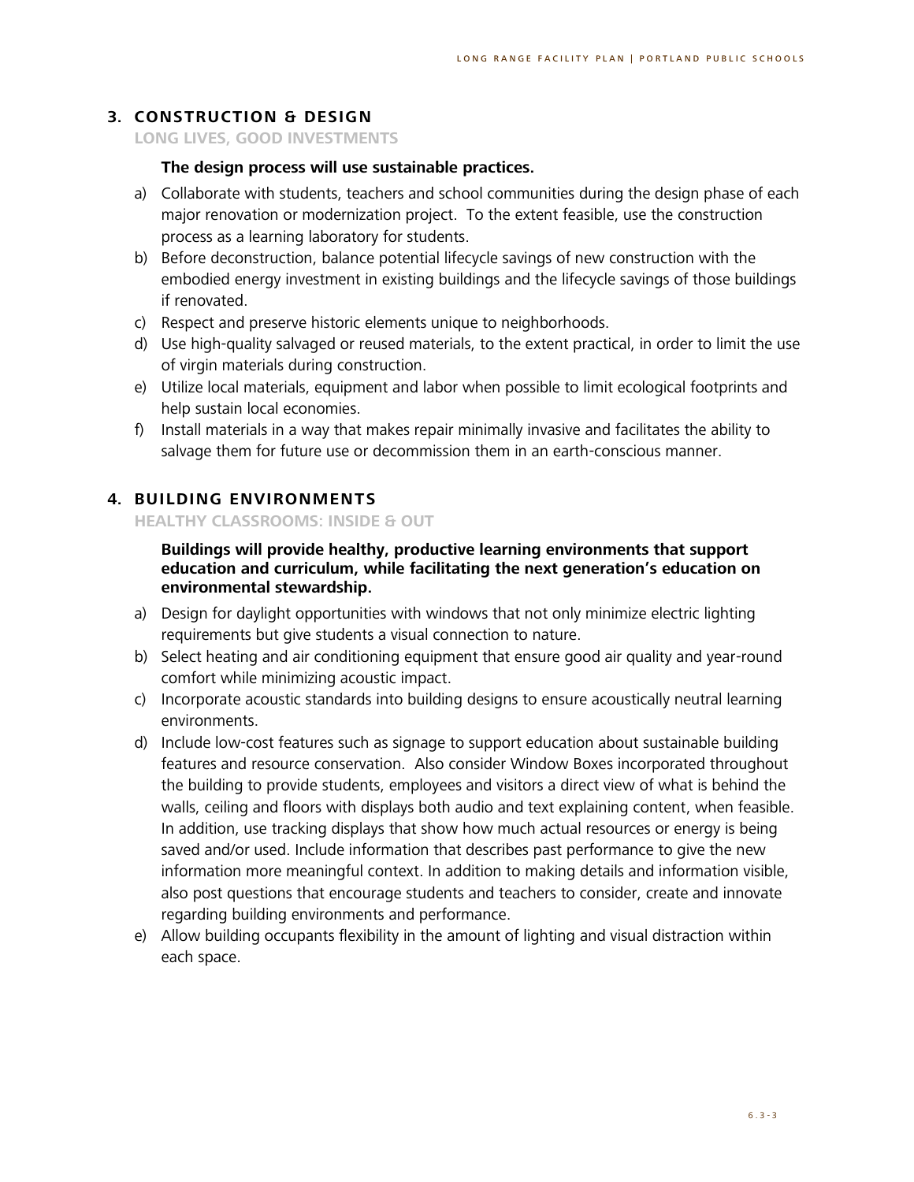## 3. CONSTRUCTION & DESIGN

**LONG LIVES, GOOD INVESTMENTS**

**The design process will use sustainable practices.**

a) Collaborate with students, teachers and school communities during the design phase of each major renovation or modernization project. To the extent feasible, use the construction process as a learning laboratory for students.

b) Before deconstruction, balance potential lifecycle savings of new construction with the embodied energy investment in existing buildings and the lifecycle savings of those buildings if renovated.

c) Respect and preserve historic elements unique to neighborhoods.

d) Use high-quality salvaged or reused materials, to the extent practical, in order to limit the use of virgin materials during construction.

e) Utilize local materials, equipment and labor when possible to limit ecological footprints and help sustain local economies.

f) Install materials in a way that makes repair minimally invasive and facilitates the ability to salvage them for future use or decommission them in an earth-conscious manner.

## 4. BUILDING ENVIRONMENTS

**HEALTHY CLASSROOMS: INSIDE & OUT**

**Buildings will provide healthy, productive learning environments that support education and curriculum, while facilitating the next generation's education on environmental stewardship.**

a) Design for daylight opportunities with windows that not only minimize electric lighting requirements but give students a visual connection to nature.

b) Select heating and air conditioning equipment that ensure good air quality and year-round comfort while minimizing acoustic impact.

c) Incorporate acoustic standards into building designs to ensure acoustically neutral learning environments.

d) Include low-cost features such as signage to support education about sustainable building features and resource conservation. Also consider Window Boxes incorporated throughout the building to provide students, employees and visitors a direct view of what is behind the walls, ceiling and floors with displays both audio and text explaining content, when feasible. In addition, use tracking displays that show how much actual resources or energy is being saved and/or used. Include information that describes past performance to give the new information more meaningful context. In addition to making details and information visible, also post questions that encourage students and teachers to consider, create and innovate regarding building environments and performance.

e) Allow building occupants flexibility in the amount of lighting and visual distraction within each space.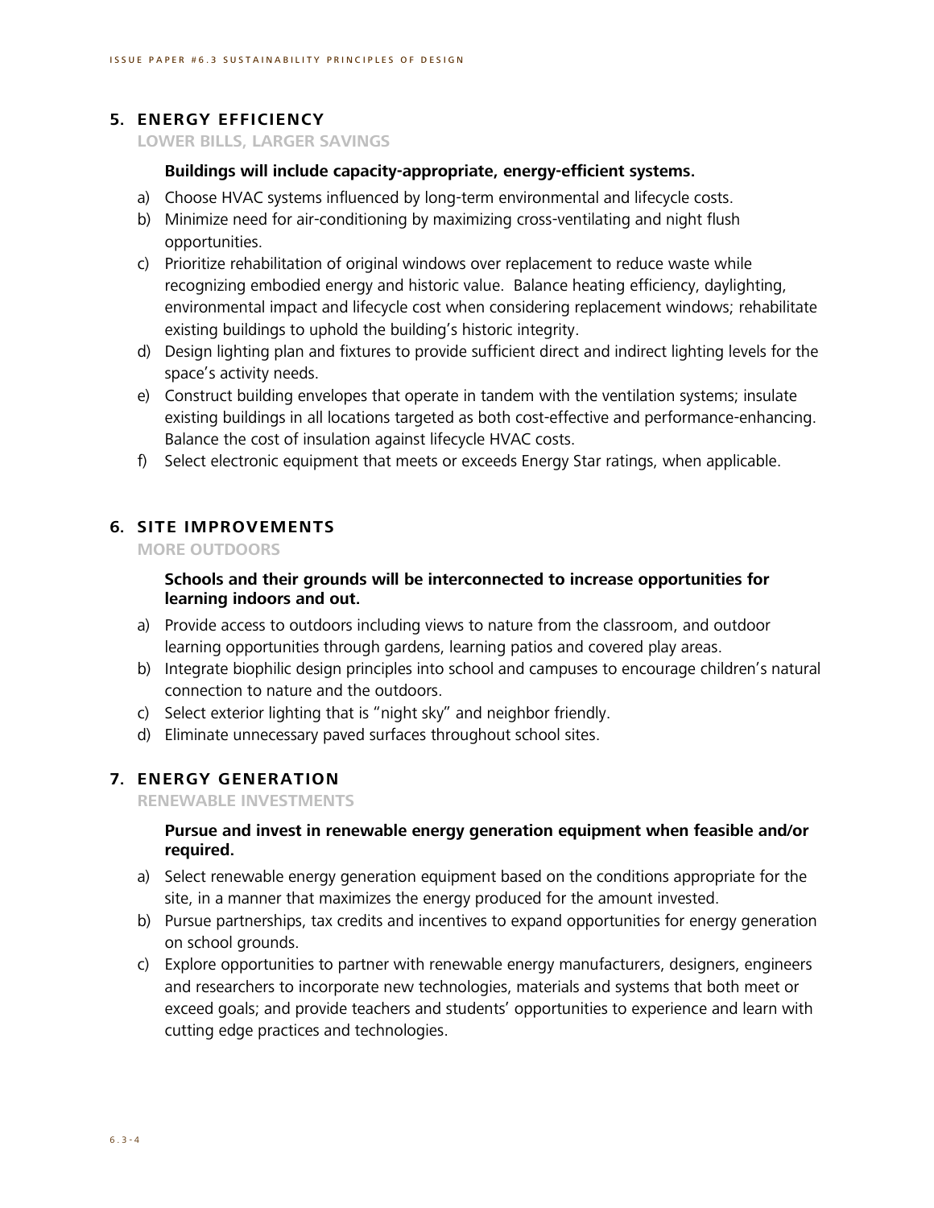## 5. ENERGY EFFICIENCY

**LOWER BILLS, LARGER SAVINGS**

**Buildings will include capacity-appropriate, energy-efficient systems.**

a) Choose HVAC systems influenced by long-term environmental and lifecycle costs.
b) Minimize need for air-conditioning by maximizing cross-ventilating and night flush opportunities.
c) Prioritize rehabilitation of original windows over replacement to reduce waste while recognizing embodied energy and historic value. Balance heating efficiency, daylighting, environmental impact and lifecycle cost when considering replacement windows; rehabilitate existing buildings to uphold the building's historic integrity.
d) Design lighting plan and fixtures to provide sufficient direct and indirect lighting levels for the space's activity needs.
e) Construct building envelopes that operate in tandem with the ventilation systems; insulate existing buildings in all locations targeted as both cost-effective and performance-enhancing. Balance the cost of insulation against lifecycle HVAC costs.
f) Select electronic equipment that meets or exceeds Energy Star ratings, when applicable.

## 6. SITE IMPROVEMENTS

**MORE OUTDOORS**

**Schools and their grounds will be interconnected to increase opportunities for learning indoors and out.**

a) Provide access to outdoors including views to nature from the classroom, and outdoor learning opportunities through gardens, learning patios and covered play areas.
b) Integrate biophilic design principles into school and campuses to encourage children's natural connection to nature and the outdoors.
c) Select exterior lighting that is "night sky" and neighbor friendly.
d) Eliminate unnecessary paved surfaces throughout school sites.

## 7. ENERGY GENERATION

**RENEWABLE INVESTMENTS**

**Pursue and invest in renewable energy generation equipment when feasible and/or required.**

a) Select renewable energy generation equipment based on the conditions appropriate for the site, in a manner that maximizes the energy produced for the amount invested.
b) Pursue partnerships, tax credits and incentives to expand opportunities for energy generation on school grounds.
c) Explore opportunities to partner with renewable energy manufacturers, designers, engineers and researchers to incorporate new technologies, materials and systems that both meet or exceed goals; and provide teachers and students' opportunities to experience and learn with cutting edge practices and technologies.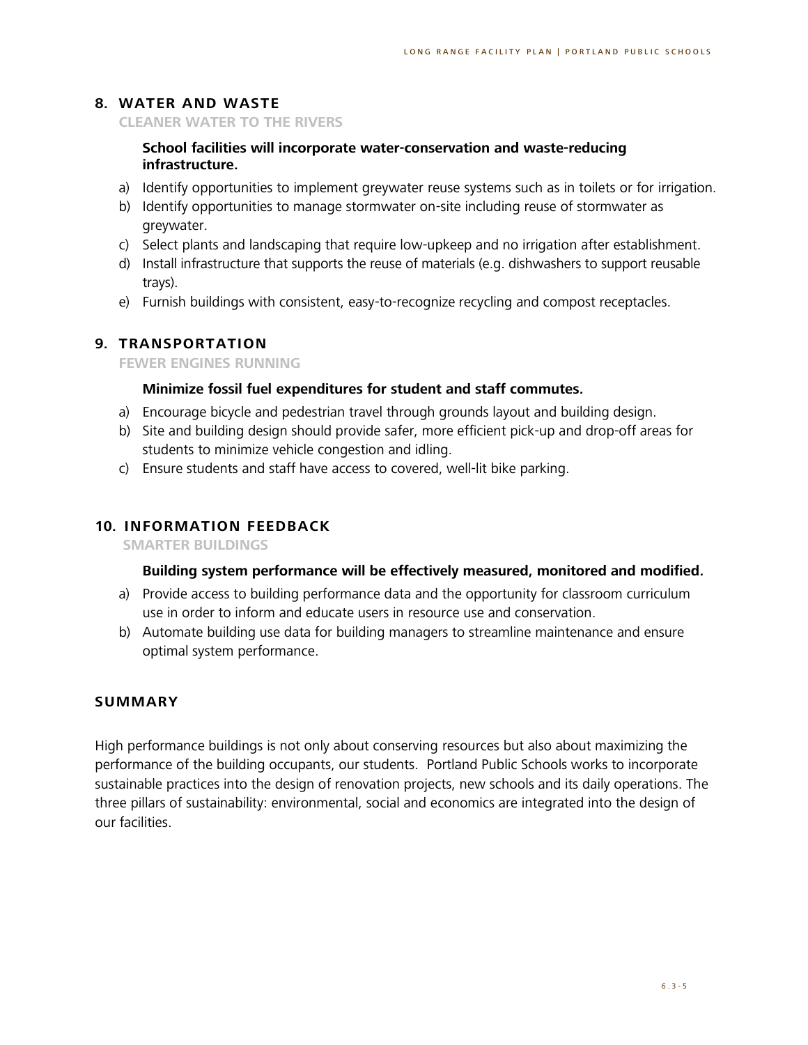## 8. WATER AND WASTE

**CLEANER WATER TO THE RIVERS**

**School facilities will incorporate water-conservation and waste-reducing infrastructure.**

a) Identify opportunities to implement greywater reuse systems such as in toilets or for irrigation.
b) Identify opportunities to manage stormwater on-site including reuse of stormwater as greywater.
c) Select plants and landscaping that require low-upkeep and no irrigation after establishment.
d) Install infrastructure that supports the reuse of materials (e.g. dishwashers to support reusable trays).
e) Furnish buildings with consistent, easy-to-recognize recycling and compost receptacles.

## 9. TRANSPORTATION

**FEWER ENGINES RUNNING**

**Minimize fossil fuel expenditures for student and staff commutes.**

a) Encourage bicycle and pedestrian travel through grounds layout and building design.
b) Site and building design should provide safer, more efficient pick-up and drop-off areas for students to minimize vehicle congestion and idling.
c) Ensure students and staff have access to covered, well-lit bike parking.

## 10. INFORMATION FEEDBACK

**SMARTER BUILDINGS**

**Building system performance will be effectively measured, monitored and modified.**

a) Provide access to building performance data and the opportunity for classroom curriculum use in order to inform and educate users in resource use and conservation.
b) Automate building use data for building managers to streamline maintenance and ensure optimal system performance.

## SUMMARY

High performance buildings is not only about conserving resources but also about maximizing the performance of the building occupants, our students. Portland Public Schools works to incorporate sustainable practices into the design of renovation projects, new schools and its daily operations. The three pillars of sustainability: environmental, social and economics are integrated into the design of our facilities.